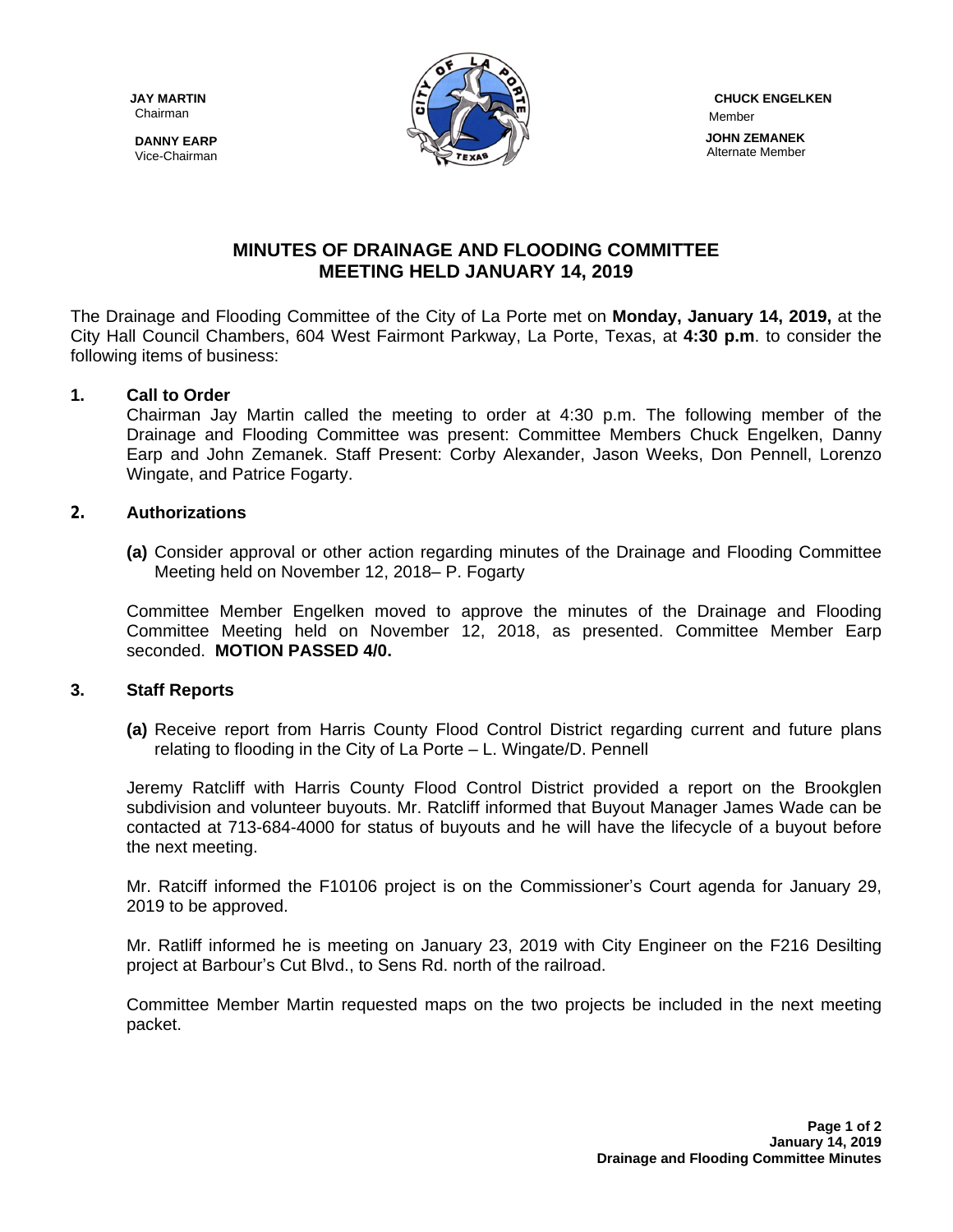**JAY MARTIN**
Chairman

**DANNY EARP**
Vice-Chairman

**CHUCK ENGELKEN**
Member

**JOHN ZEMANEK**
Alternate Member

# MINUTES OF DRAINAGE AND FLOODING COMMITTEE MEETING HELD JANUARY 14, 2019

The Drainage and Flooding Committee of the City of La Porte met on **Monday, January 14, 2019,** at the City Hall Council Chambers, 604 West Fairmont Parkway, La Porte, Texas, at **4:30 p.m**. to consider the following items of business:

**1. Call to Order**

Chairman Jay Martin called the meeting to order at 4:30 p.m. The following member of the Drainage and Flooding Committee was present: Committee Members Chuck Engelken, Danny Earp and John Zemanek. Staff Present: Corby Alexander, Jason Weeks, Don Pennell, Lorenzo Wingate, and Patrice Fogarty.

**2. Authorizations**

**(a)** Consider approval or other action regarding minutes of the Drainage and Flooding Committee Meeting held on November 12, 2018– P. Fogarty

Committee Member Engelken moved to approve the minutes of the Drainage and Flooding Committee Meeting held on November 12, 2018, as presented. Committee Member Earp seconded. **MOTION PASSED 4/0.**

**3. Staff Reports**

**(a)** Receive report from Harris County Flood Control District regarding current and future plans relating to flooding in the City of La Porte – L. Wingate/D. Pennell

Jeremy Ratcliff with Harris County Flood Control District provided a report on the Brookglen subdivision and volunteer buyouts. Mr. Ratcliff informed that Buyout Manager James Wade can be contacted at 713-684-4000 for status of buyouts and he will have the lifecycle of a buyout before the next meeting.

Mr. Ratciff informed the F10106 project is on the Commissioner's Court agenda for January 29, 2019 to be approved.

Mr. Ratliff informed he is meeting on January 23, 2019 with City Engineer on the F216 Desilting project at Barbour's Cut Blvd., to Sens Rd. north of the railroad.

Committee Member Martin requested maps on the two projects be included in the next meeting packet.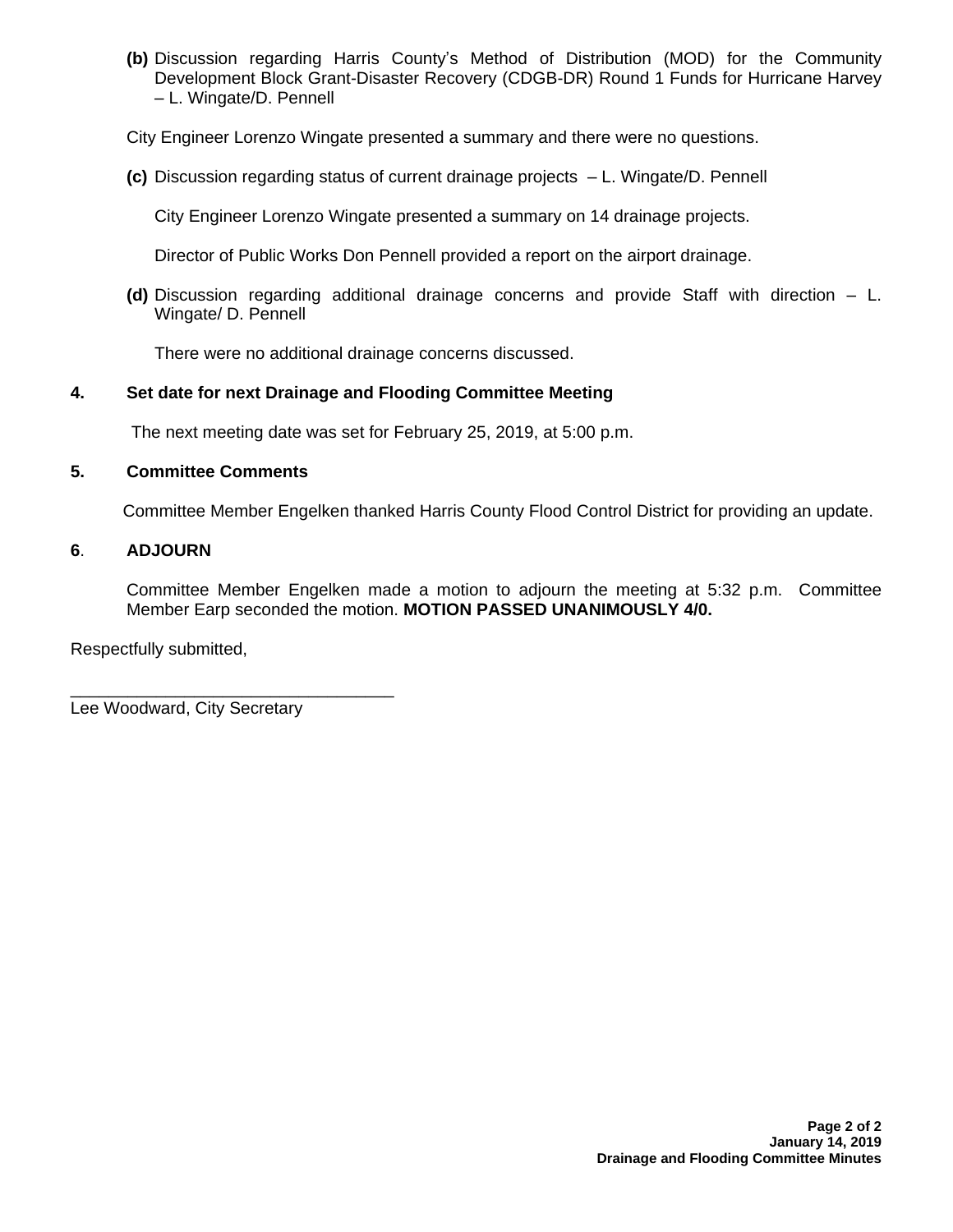**(b)** Discussion regarding Harris County's Method of Distribution (MOD) for the Community Development Block Grant-Disaster Recovery (CDGB-DR) Round 1 Funds for Hurricane Harvey – L. Wingate/D. Pennell

City Engineer Lorenzo Wingate presented a summary and there were no questions.

**(c)** Discussion regarding status of current drainage projects – L. Wingate/D. Pennell

City Engineer Lorenzo Wingate presented a summary on 14 drainage projects.

Director of Public Works Don Pennell provided a report on the airport drainage.

**(d)** Discussion regarding additional drainage concerns and provide Staff with direction – L. Wingate/ D. Pennell

There were no additional drainage concerns discussed.

**4. Set date for next Drainage and Flooding Committee Meeting**

The next meeting date was set for February 25, 2019, at 5:00 p.m.

**5. Committee Comments**

Committee Member Engelken thanked Harris County Flood Control District for providing an update.

**6. ADJOURN**

Committee Member Engelken made a motion to adjourn the meeting at 5:32 p.m. Committee Member Earp seconded the motion. **MOTION PASSED UNANIMOUSLY 4/0.**

Respectfully submitted,

\_\_\_\_\_\_\_\_\_\_\_\_\_\_\_\_\_\_\_\_\_\_\_\_\_\_\_\_\_\_\_\_\_\_

Lee Woodward, City Secretary